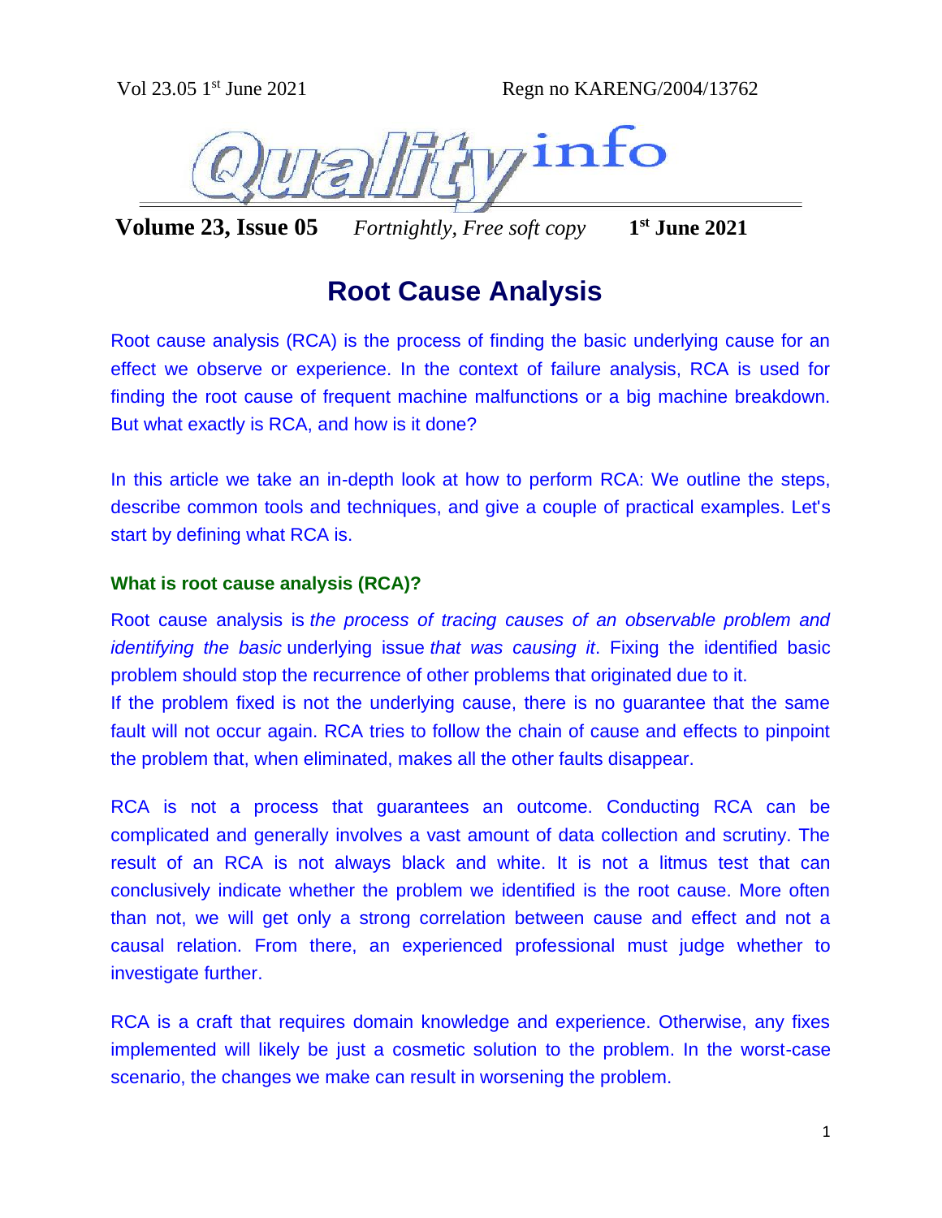Vol 23.05 1st June 2021 Regn no KARENG/2004/13762

Qualityinfo

**Volume 23, Issue 05** *Fortnightly, Free soft copy* **1st June 2021**

# Root Cause Analysis

Root cause analysis (RCA) is the process of finding the basic underlying cause for an effect we observe or experience. In the context of failure analysis, RCA is used for finding the root cause of frequent machine malfunctions or a big machine breakdown. But what exactly is RCA, and how is it done?

In this article we take an in-depth look at how to perform RCA: We outline the steps, describe common tools and techniques, and give a couple of practical examples. Let's start by defining what RCA is.

## What is root cause analysis (RCA)?

Root cause analysis is *the process of tracing causes of an observable problem and identifying the basic* underlying issue *that was causing it*. Fixing the identified basic problem should stop the recurrence of other problems that originated due to it.
If the problem fixed is not the underlying cause, there is no guarantee that the same fault will not occur again. RCA tries to follow the chain of cause and effects to pinpoint the problem that, when eliminated, makes all the other faults disappear.

RCA is not a process that guarantees an outcome. Conducting RCA can be complicated and generally involves a vast amount of data collection and scrutiny. The result of an RCA is not always black and white. It is not a litmus test that can conclusively indicate whether the problem we identified is the root cause. More often than not, we will get only a strong correlation between cause and effect and not a causal relation. From there, an experienced professional must judge whether to investigate further.

RCA is a craft that requires domain knowledge and experience. Otherwise, any fixes implemented will likely be just a cosmetic solution to the problem. In the worst-case scenario, the changes we make can result in worsening the problem.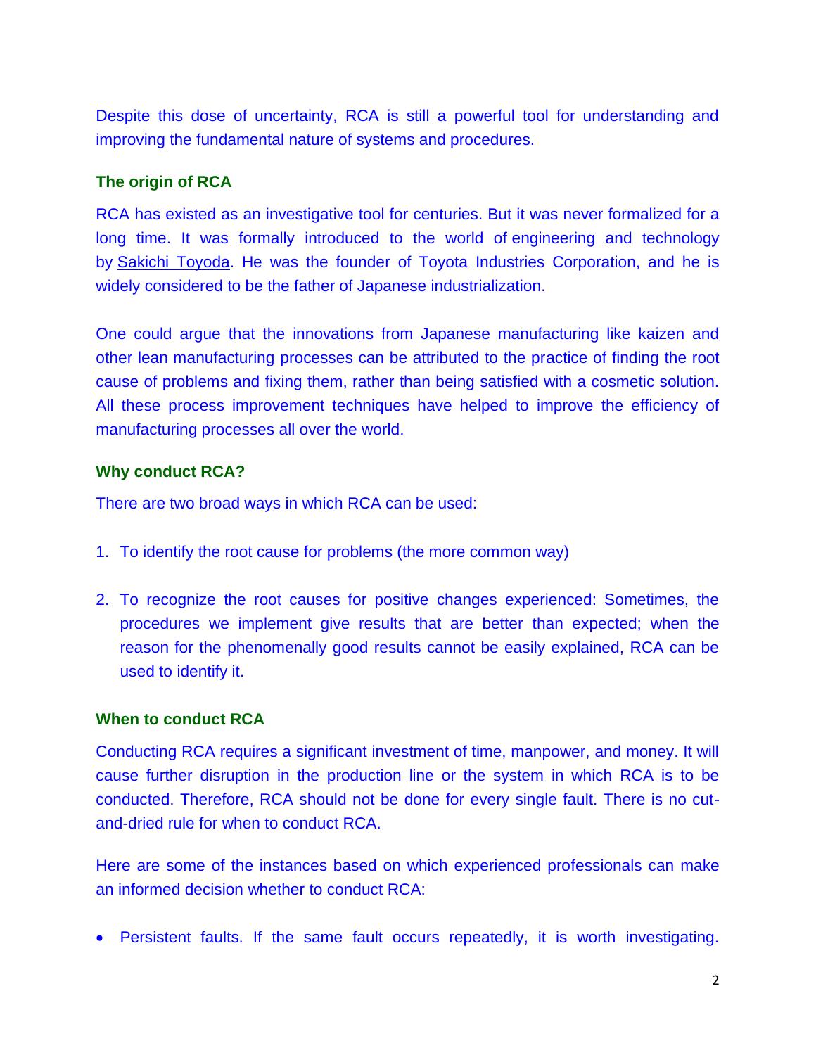Despite this dose of uncertainty, RCA is still a powerful tool for understanding and improving the fundamental nature of systems and procedures.

### The origin of RCA

RCA has existed as an investigative tool for centuries. But it was never formalized for a long time. It was formally introduced to the world of engineering and technology by Sakichi Toyoda. He was the founder of Toyota Industries Corporation, and he is widely considered to be the father of Japanese industrialization.

One could argue that the innovations from Japanese manufacturing like kaizen and other lean manufacturing processes can be attributed to the practice of finding the root cause of problems and fixing them, rather than being satisfied with a cosmetic solution. All these process improvement techniques have helped to improve the efficiency of manufacturing processes all over the world.

### Why conduct RCA?

There are two broad ways in which RCA can be used:

1. To identify the root cause for problems (the more common way)

2. To recognize the root causes for positive changes experienced: Sometimes, the procedures we implement give results that are better than expected; when the reason for the phenomenally good results cannot be easily explained, RCA can be used to identify it.

### When to conduct RCA

Conducting RCA requires a significant investment of time, manpower, and money. It will cause further disruption in the production line or the system in which RCA is to be conducted. Therefore, RCA should not be done for every single fault. There is no cut-and-dried rule for when to conduct RCA.

Here are some of the instances based on which experienced professionals can make an informed decision whether to conduct RCA:

- Persistent faults. If the same fault occurs repeatedly, it is worth investigating.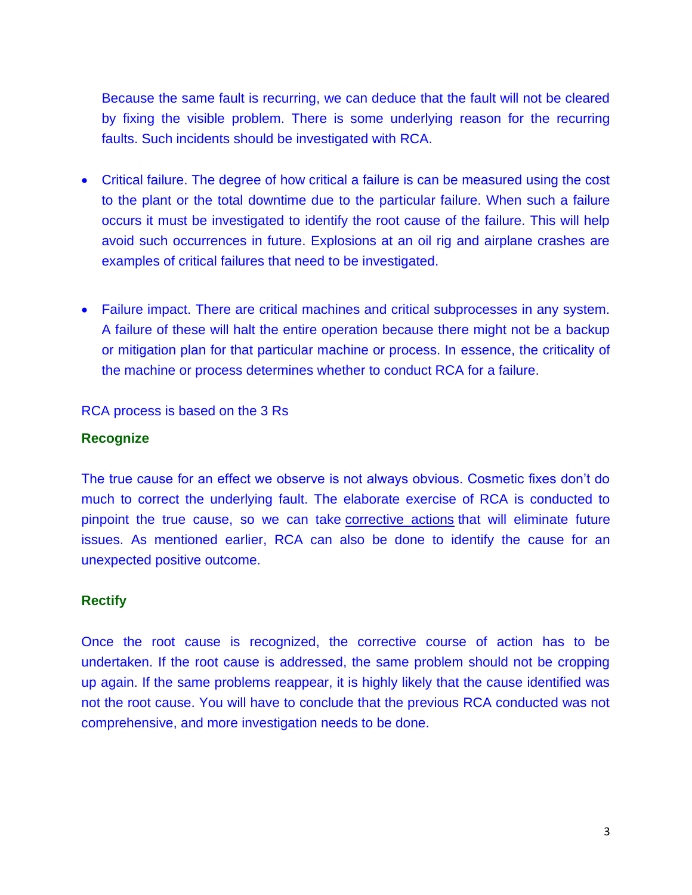Because the same fault is recurring, we can deduce that the fault will not be cleared by fixing the visible problem. There is some underlying reason for the recurring faults. Such incidents should be investigated with RCA.

- Critical failure. The degree of how critical a failure is can be measured using the cost to the plant or the total downtime due to the particular failure. When such a failure occurs it must be investigated to identify the root cause of the failure. This will help avoid such occurrences in future. Explosions at an oil rig and airplane crashes are examples of critical failures that need to be investigated.

- Failure impact. There are critical machines and critical subprocesses in any system. A failure of these will halt the entire operation because there might not be a backup or mitigation plan for that particular machine or process. In essence, the criticality of the machine or process determines whether to conduct RCA for a failure.

RCA process is based on the 3 Rs

**Recognize**

The true cause for an effect we observe is not always obvious. Cosmetic fixes don't do much to correct the underlying fault. The elaborate exercise of RCA is conducted to pinpoint the true cause, so we can take corrective actions that will eliminate future issues. As mentioned earlier, RCA can also be done to identify the cause for an unexpected positive outcome.

**Rectify**

Once the root cause is recognized, the corrective course of action has to be undertaken. If the root cause is addressed, the same problem should not be cropping up again. If the same problems reappear, it is highly likely that the cause identified was not the root cause. You will have to conclude that the previous RCA conducted was not comprehensive, and more investigation needs to be done.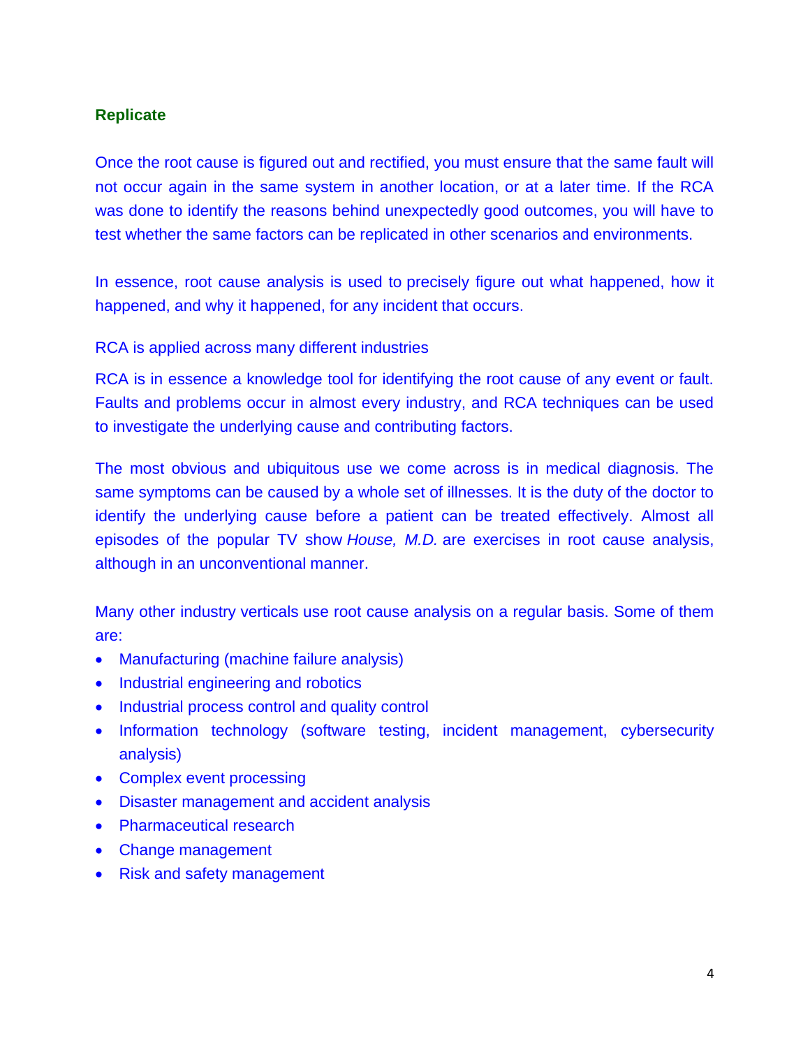### Replicate

Once the root cause is figured out and rectified, you must ensure that the same fault will not occur again in the same system in another location, or at a later time. If the RCA was done to identify the reasons behind unexpectedly good outcomes, you will have to test whether the same factors can be replicated in other scenarios and environments.

In essence, root cause analysis is used to precisely figure out what happened, how it happened, and why it happened, for any incident that occurs.

RCA is applied across many different industries

RCA is in essence a knowledge tool for identifying the root cause of any event or fault. Faults and problems occur in almost every industry, and RCA techniques can be used to investigate the underlying cause and contributing factors.

The most obvious and ubiquitous use we come across is in medical diagnosis. The same symptoms can be caused by a whole set of illnesses. It is the duty of the doctor to identify the underlying cause before a patient can be treated effectively. Almost all episodes of the popular TV show *House, M.D.* are exercises in root cause analysis, although in an unconventional manner.

Many other industry verticals use root cause analysis on a regular basis. Some of them are:

- Manufacturing (machine failure analysis)
- Industrial engineering and robotics
- Industrial process control and quality control
- Information technology (software testing, incident management, cybersecurity analysis)
- Complex event processing
- Disaster management and accident analysis
- Pharmaceutical research
- Change management
- Risk and safety management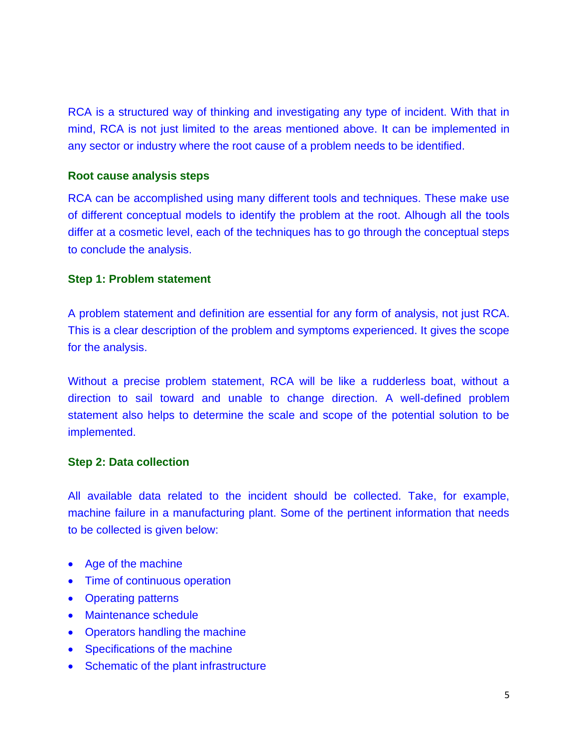RCA is a structured way of thinking and investigating any type of incident. With that in mind, RCA is not just limited to the areas mentioned above. It can be implemented in any sector or industry where the root cause of a problem needs to be identified.

### Root cause analysis steps

RCA can be accomplished using many different tools and techniques. These make use of different conceptual models to identify the problem at the root. Alhough all the tools differ at a cosmetic level, each of the techniques has to go through the conceptual steps to conclude the analysis.

### Step 1: Problem statement

A problem statement and definition are essential for any form of analysis, not just RCA. This is a clear description of the problem and symptoms experienced. It gives the scope for the analysis.

Without a precise problem statement, RCA will be like a rudderless boat, without a direction to sail toward and unable to change direction. A well-defined problem statement also helps to determine the scale and scope of the potential solution to be implemented.

### Step 2: Data collection

All available data related to the incident should be collected. Take, for example, machine failure in a manufacturing plant. Some of the pertinent information that needs to be collected is given below:

- Age of the machine
- Time of continuous operation
- Operating patterns
- Maintenance schedule
- Operators handling the machine
- Specifications of the machine
- Schematic of the plant infrastructure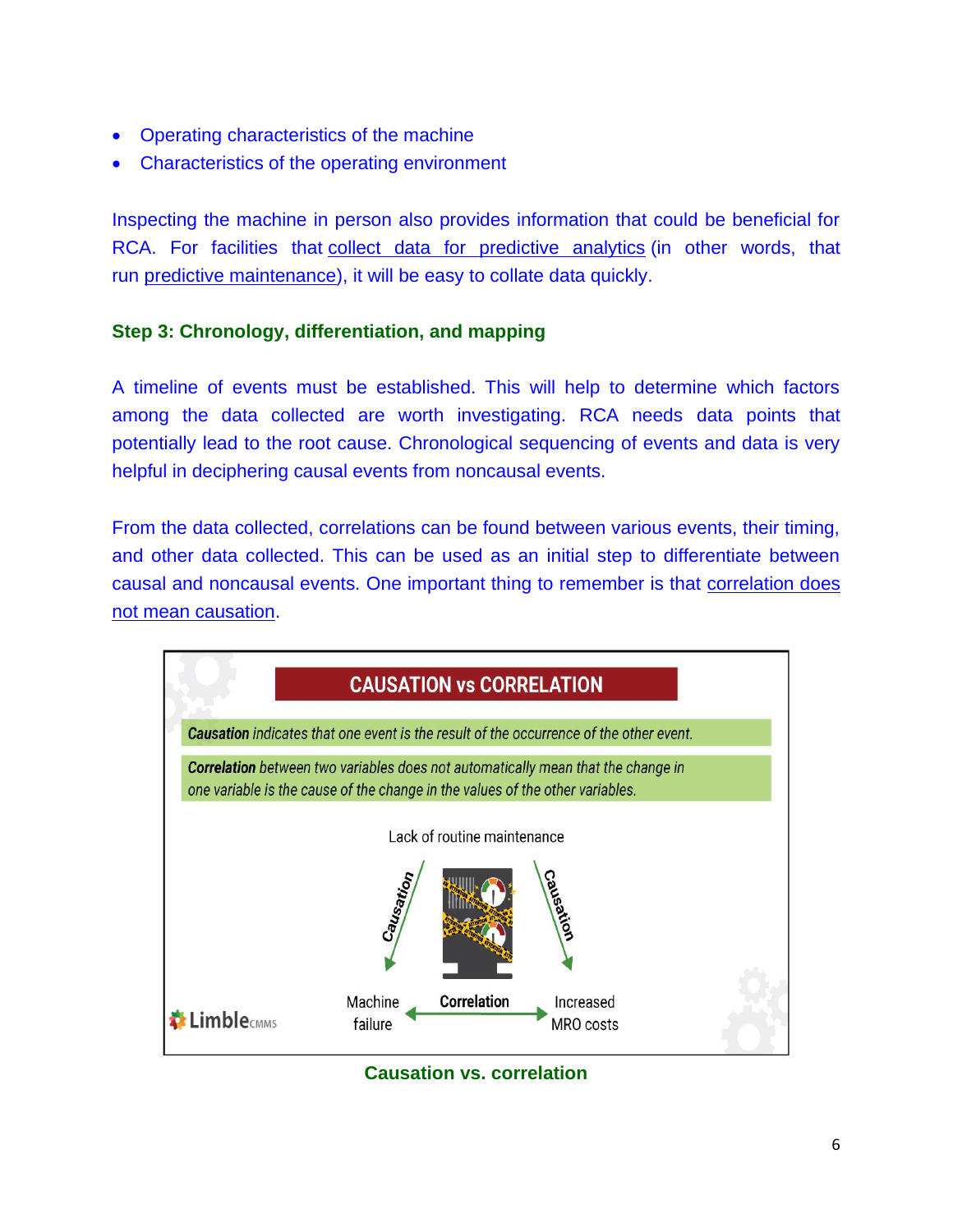- Operating characteristics of the machine
- Characteristics of the operating environment

Inspecting the machine in person also provides information that could be beneficial for RCA. For facilities that collect data for predictive analytics (in other words, that run predictive maintenance), it will be easy to collate data quickly.

### Step 3: Chronology, differentiation, and mapping

A timeline of events must be established. This will help to determine which factors among the data collected are worth investigating. RCA needs data points that potentially lead to the root cause. Chronological sequencing of events and data is very helpful in deciphering causal events from noncausal events.

From the data collected, correlations can be found between various events, their timing, and other data collected. This can be used as an initial step to differentiate between causal and noncausal events. One important thing to remember is that correlation does not mean causation.

**CAUSATION vs CORRELATION**

***Causation*** *indicates that one event is the result of the occurrence of the other event.*

***Correlation*** *between two variables does not automatically mean that the change in one variable is the cause of the change in the values of the other variables.*

Lack of routine maintenance

Causation → Machine failure

Causation → Increased MRO costs

Machine failure ← **Correlation** → Increased MRO costs

Limble CMMS

**Causation vs. correlation**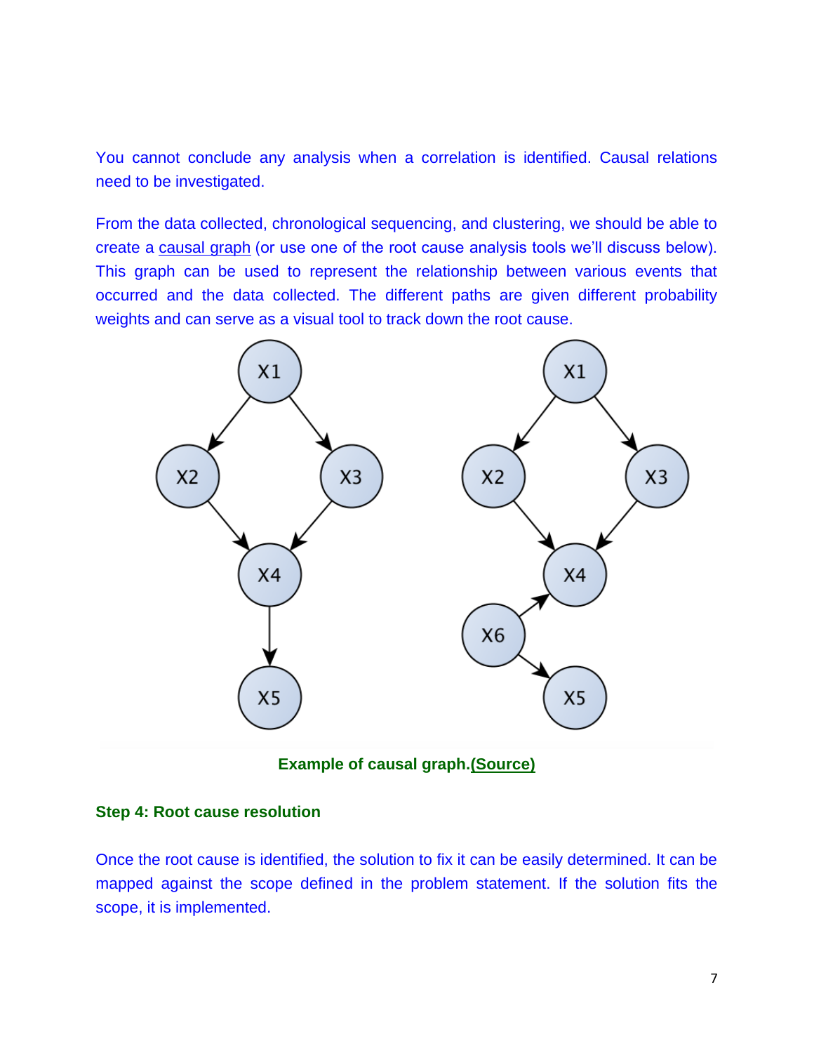You cannot conclude any analysis when a correlation is identified. Causal relations need to be investigated.

From the data collected, chronological sequencing, and clustering, we should be able to create a causal graph (or use one of the root cause analysis tools we'll discuss below). This graph can be used to represent the relationship between various events that occurred and the data collected. The different paths are given different probability weights and can serve as a visual tool to track down the root cause.

**Example of causal graph.(Source)**

**Step 4: Root cause resolution**

Once the root cause is identified, the solution to fix it can be easily determined. It can be mapped against the scope defined in the problem statement. If the solution fits the scope, it is implemented.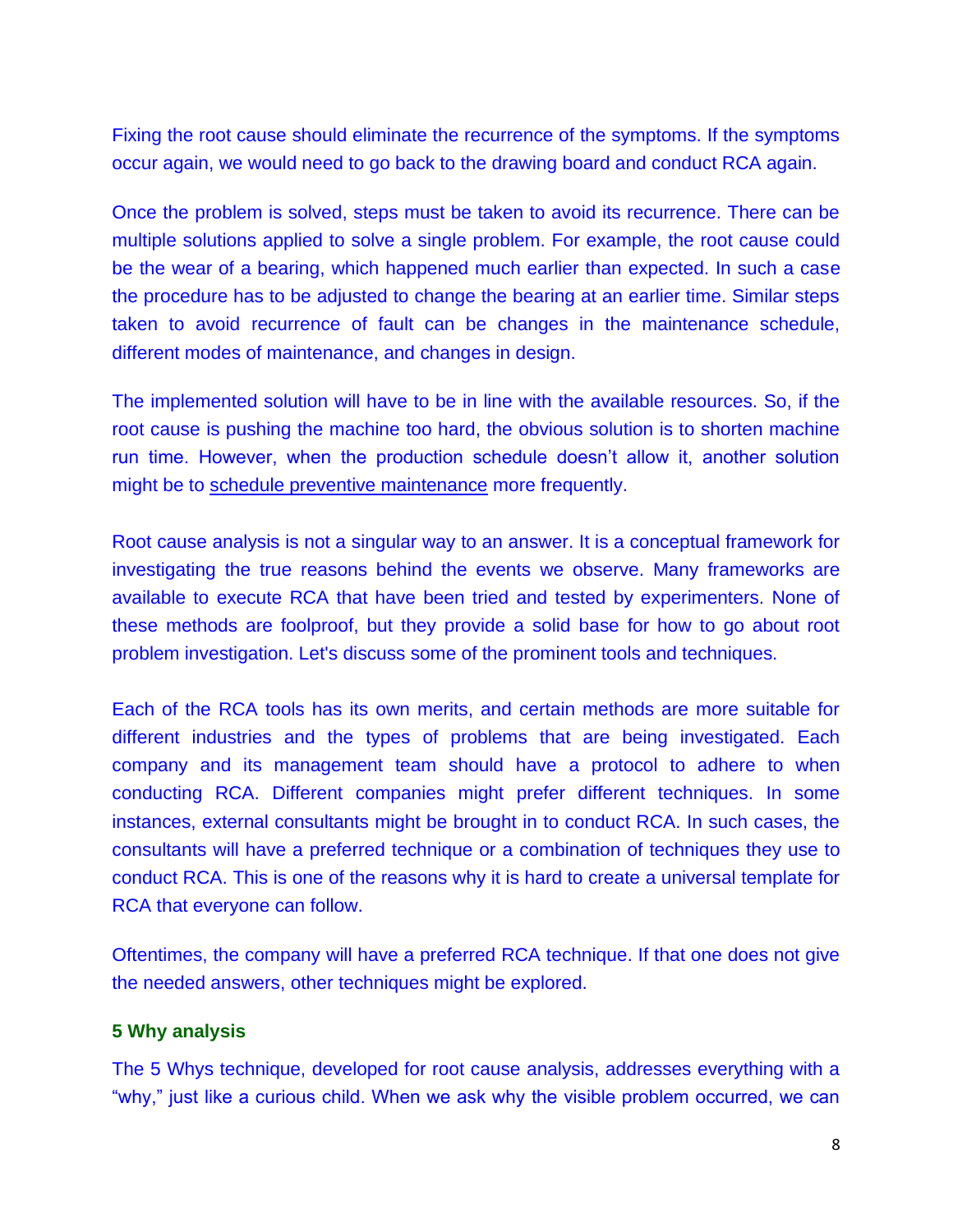Fixing the root cause should eliminate the recurrence of the symptoms. If the symptoms occur again, we would need to go back to the drawing board and conduct RCA again.

Once the problem is solved, steps must be taken to avoid its recurrence. There can be multiple solutions applied to solve a single problem. For example, the root cause could be the wear of a bearing, which happened much earlier than expected. In such a case the procedure has to be adjusted to change the bearing at an earlier time. Similar steps taken to avoid recurrence of fault can be changes in the maintenance schedule, different modes of maintenance, and changes in design.

The implemented solution will have to be in line with the available resources. So, if the root cause is pushing the machine too hard, the obvious solution is to shorten machine run time. However, when the production schedule doesn't allow it, another solution might be to schedule preventive maintenance more frequently.

Root cause analysis is not a singular way to an answer. It is a conceptual framework for investigating the true reasons behind the events we observe. Many frameworks are available to execute RCA that have been tried and tested by experimenters. None of these methods are foolproof, but they provide a solid base for how to go about root problem investigation. Let's discuss some of the prominent tools and techniques.

Each of the RCA tools has its own merits, and certain methods are more suitable for different industries and the types of problems that are being investigated. Each company and its management team should have a protocol to adhere to when conducting RCA. Different companies might prefer different techniques. In some instances, external consultants might be brought in to conduct RCA. In such cases, the consultants will have a preferred technique or a combination of techniques they use to conduct RCA. This is one of the reasons why it is hard to create a universal template for RCA that everyone can follow.

Oftentimes, the company will have a preferred RCA technique. If that one does not give the needed answers, other techniques might be explored.

### 5 Why analysis

The 5 Whys technique, developed for root cause analysis, addresses everything with a "why," just like a curious child. When we ask why the visible problem occurred, we can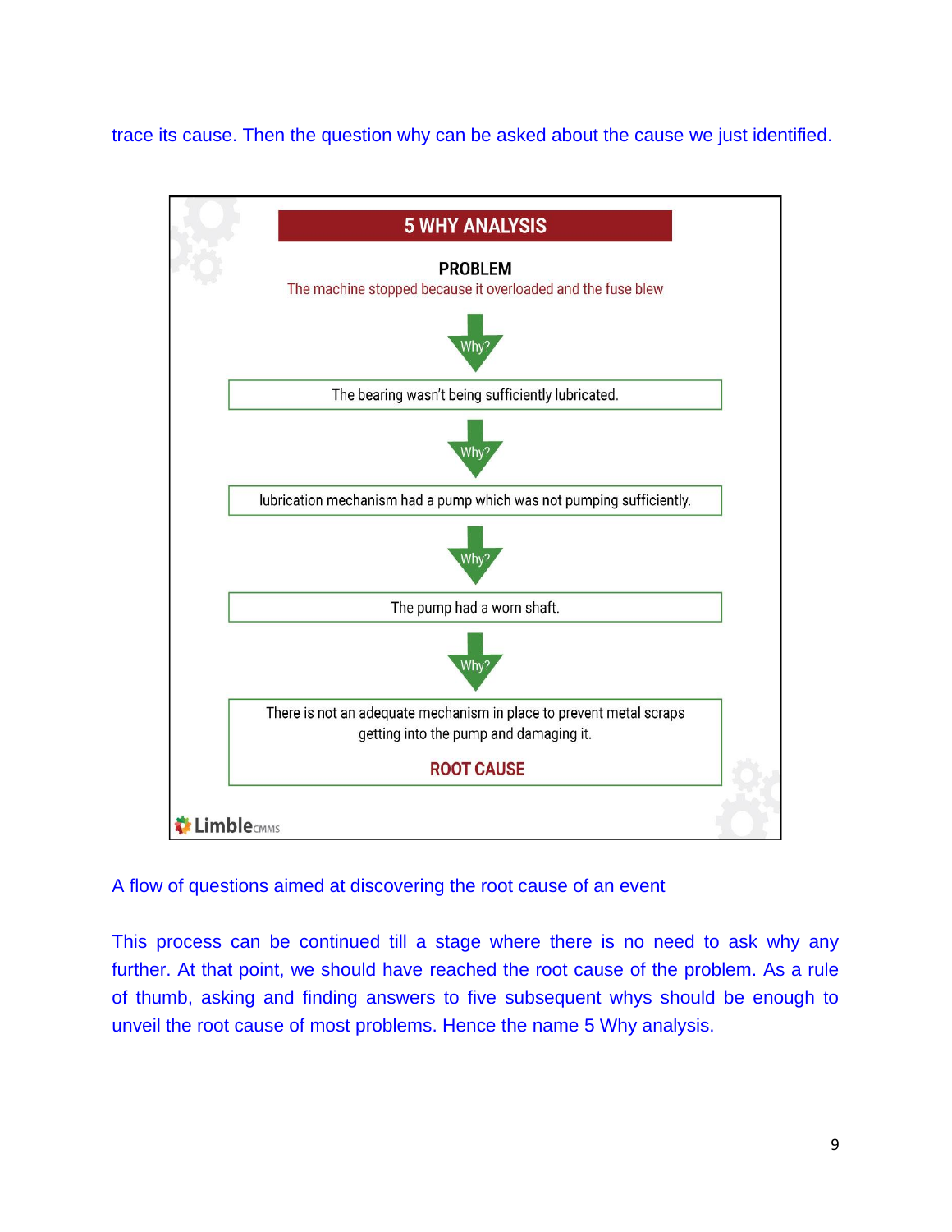trace its cause. Then the question why can be asked about the cause we just identified.

**5 WHY ANALYSIS**

**PROBLEM**

The machine stopped because it overloaded and the fuse blew

Why?

The bearing wasn't being sufficiently lubricated.

Why?

lubrication mechanism had a pump which was not pumping sufficiently.

Why?

The pump had a worn shaft.

Why?

There is not an adequate mechanism in place to prevent metal scraps getting into the pump and damaging it.

**ROOT CAUSE**

LimbleCMMS

A flow of questions aimed at discovering the root cause of an event

This process can be continued till a stage where there is no need to ask why any further. At that point, we should have reached the root cause of the problem. As a rule of thumb, asking and finding answers to five subsequent whys should be enough to unveil the root cause of most problems. Hence the name 5 Why analysis.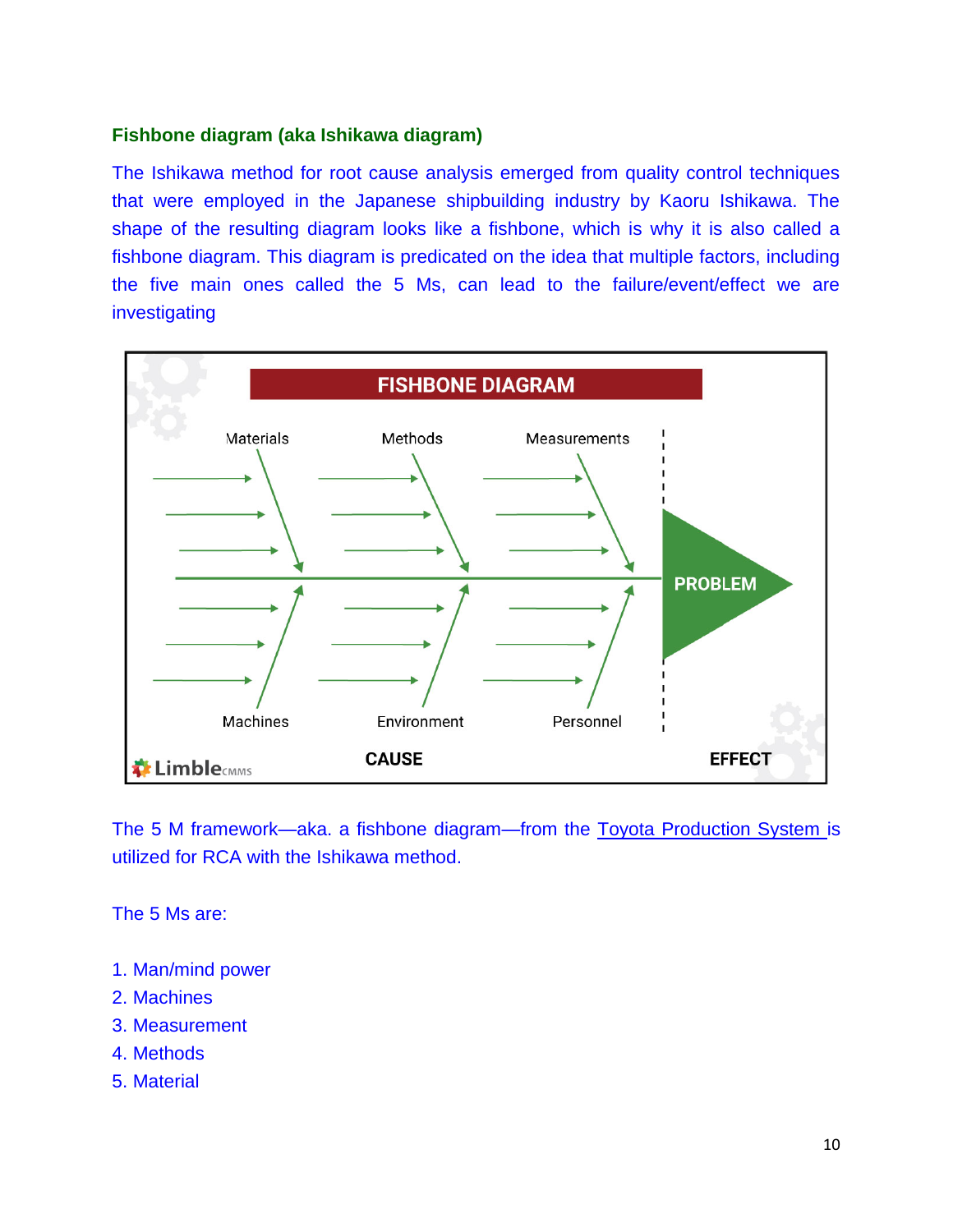### Fishbone diagram (aka Ishikawa diagram)

The Ishikawa method for root cause analysis emerged from quality control techniques that were employed in the Japanese shipbuilding industry by Kaoru Ishikawa. The shape of the resulting diagram looks like a fishbone, which is why it is also called a fishbone diagram. This diagram is predicated on the idea that multiple factors, including the five main ones called the 5 Ms, can lead to the failure/event/effect we are investigating

The 5 M framework—aka. a fishbone diagram—from the Toyota Production System is utilized for RCA with the Ishikawa method.

The 5 Ms are:

1. Man/mind power
2. Machines
3. Measurement
4. Methods
5. Material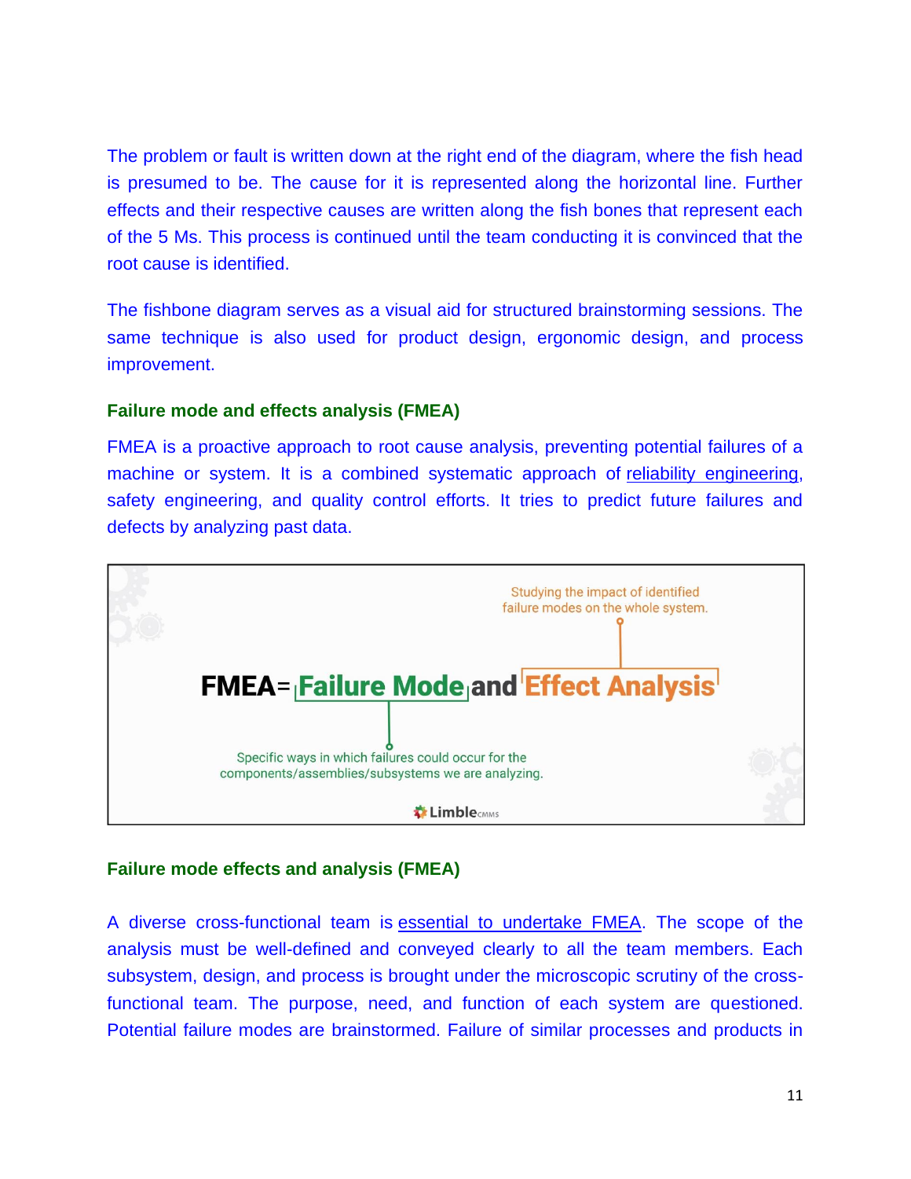The problem or fault is written down at the right end of the diagram, where the fish head is presumed to be. The cause for it is represented along the horizontal line. Further effects and their respective causes are written along the fish bones that represent each of the 5 Ms. This process is continued until the team conducting it is convinced that the root cause is identified.

The fishbone diagram serves as a visual aid for structured brainstorming sessions. The same technique is also used for product design, ergonomic design, and process improvement.

### Failure mode and effects analysis (FMEA)

FMEA is a proactive approach to root cause analysis, preventing potential failures of a machine or system. It is a combined systematic approach of reliability engineering, safety engineering, and quality control efforts. It tries to predict future failures and defects by analyzing past data.

Studying the impact of identified failure modes on the whole system.

**FMEA = Failure Mode and Effect Analysis**

Specific ways in which failures could occur for the components/assemblies/subsystems we are analyzing.

Limble CMMS

### Failure mode effects and analysis (FMEA)

A diverse cross-functional team is essential to undertake FMEA. The scope of the analysis must be well-defined and conveyed clearly to all the team members. Each subsystem, design, and process is brought under the microscopic scrutiny of the cross-functional team. The purpose, need, and function of each system are questioned. Potential failure modes are brainstormed. Failure of similar processes and products in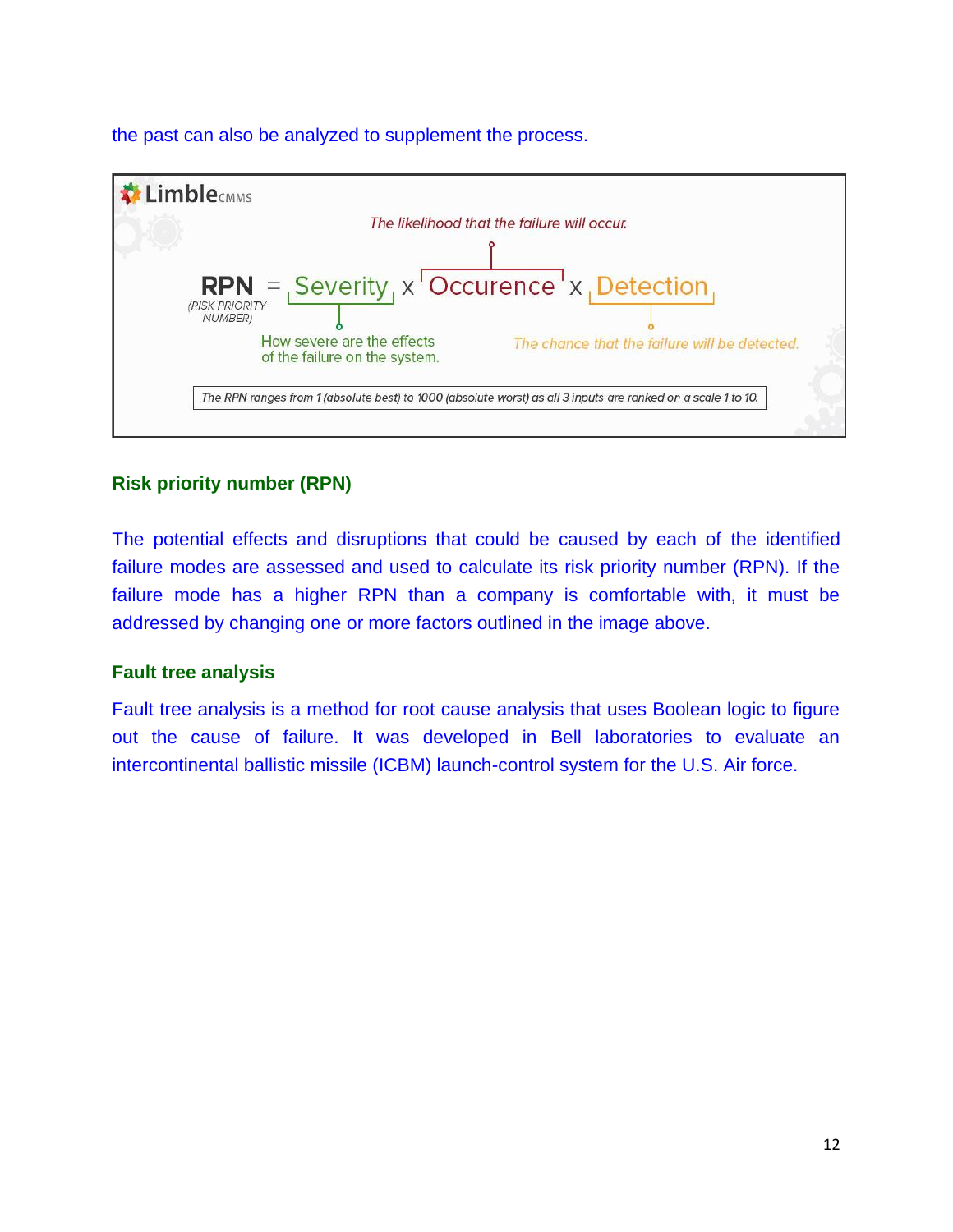the past can also be analyzed to supplement the process.

Limble CMMS

The likelihood that the failure will occur.

**RPN** (RISK PRIORITY NUMBER) = Severity x Occurence x Detection

How severe are the effects of the failure on the system.

The chance that the failure will be detected.

The RPN ranges from 1 (absolute best) to 1000 (absolute worst) as all 3 inputs are ranked on a scale 1 to 10.

### Risk priority number (RPN)

The potential effects and disruptions that could be caused by each of the identified failure modes are assessed and used to calculate its risk priority number (RPN). If the failure mode has a higher RPN than a company is comfortable with, it must be addressed by changing one or more factors outlined in the image above.

### Fault tree analysis

Fault tree analysis is a method for root cause analysis that uses Boolean logic to figure out the cause of failure. It was developed in Bell laboratories to evaluate an intercontinental ballistic missile (ICBM) launch-control system for the U.S. Air force.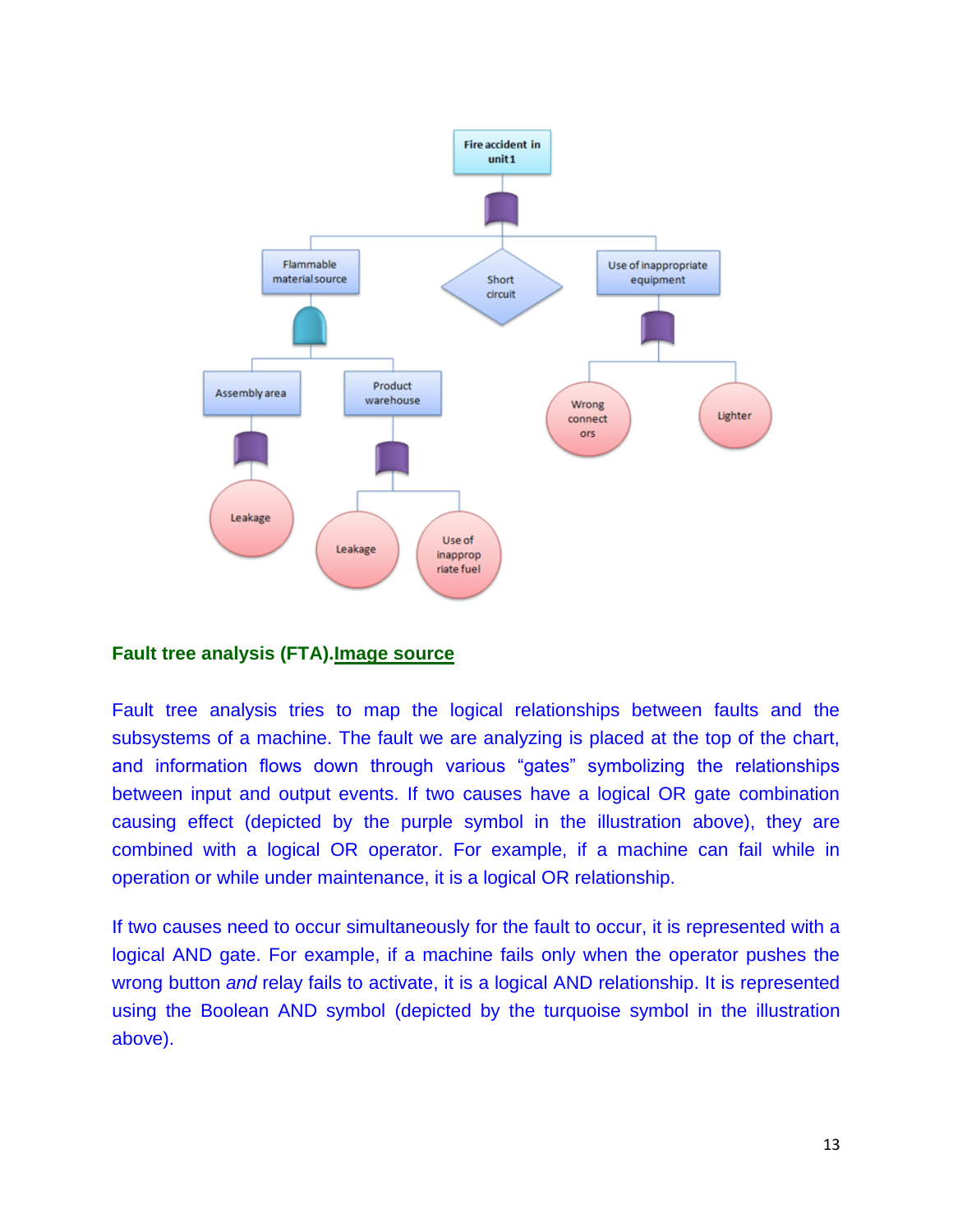**Fault tree analysis (FTA).Image source**

Fault tree analysis tries to map the logical relationships between faults and the subsystems of a machine. The fault we are analyzing is placed at the top of the chart, and information flows down through various “gates” symbolizing the relationships between input and output events. If two causes have a logical OR gate combination causing effect (depicted by the purple symbol in the illustration above), they are combined with a logical OR operator. For example, if a machine can fail while in operation or while under maintenance, it is a logical OR relationship.

If two causes need to occur simultaneously for the fault to occur, it is represented with a logical AND gate. For example, if a machine fails only when the operator pushes the wrong button *and* relay fails to activate, it is a logical AND relationship. It is represented using the Boolean AND symbol (depicted by the turquoise symbol in the illustration above).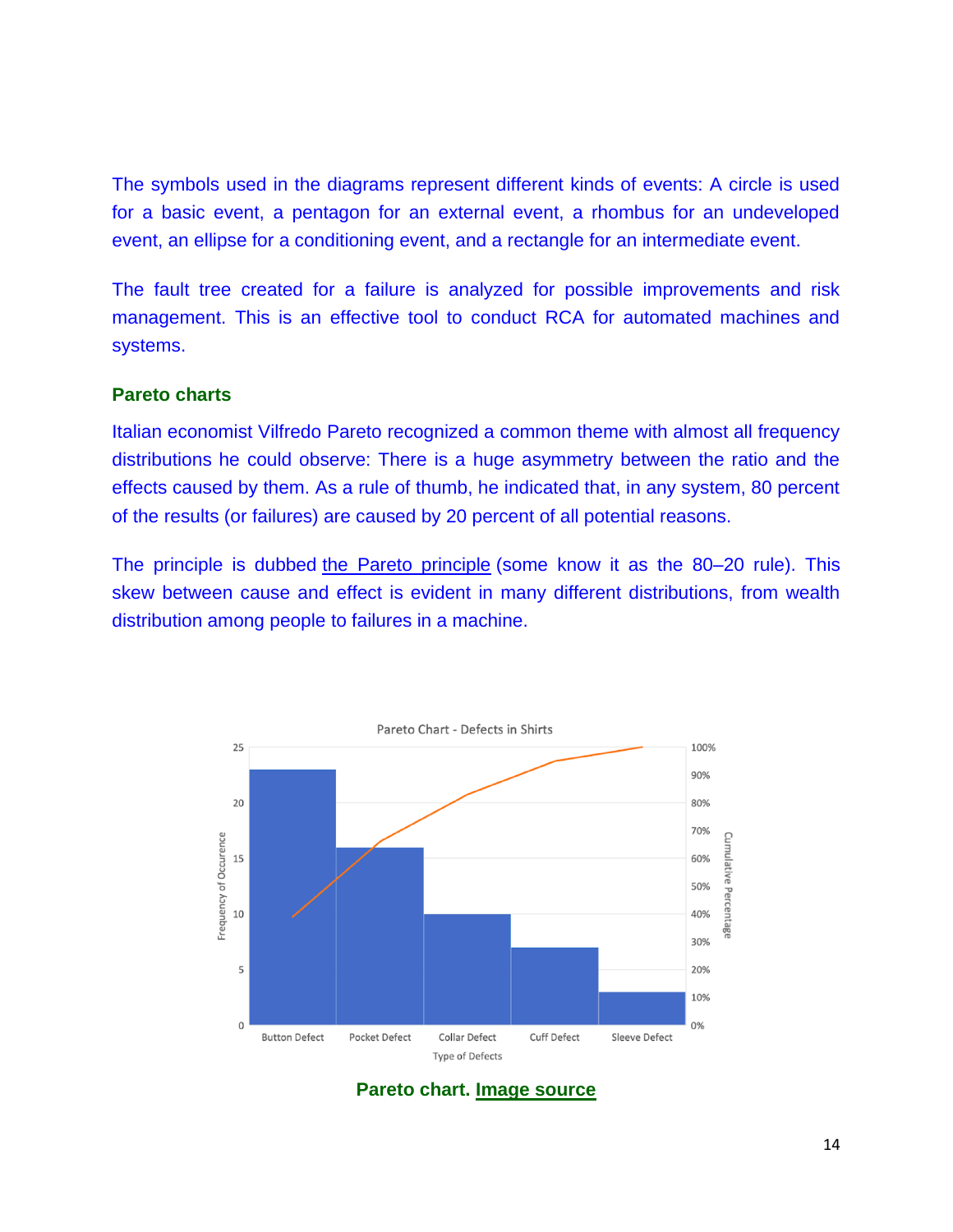The symbols used in the diagrams represent different kinds of events: A circle is used for a basic event, a pentagon for an external event, a rhombus for an undeveloped event, an ellipse for a conditioning event, and a rectangle for an intermediate event.

The fault tree created for a failure is analyzed for possible improvements and risk management. This is an effective tool to conduct RCA for automated machines and systems.

### Pareto charts

Italian economist Vilfredo Pareto recognized a common theme with almost all frequency distributions he could observe: There is a huge asymmetry between the ratio and the effects caused by them. As a rule of thumb, he indicated that, in any system, 80 percent of the results (or failures) are caused by 20 percent of all potential reasons.

The principle is dubbed the Pareto principle (some know it as the 80–20 rule). This skew between cause and effect is evident in many different distributions, from wealth distribution among people to failures in a machine.

**Pareto chart. Image source**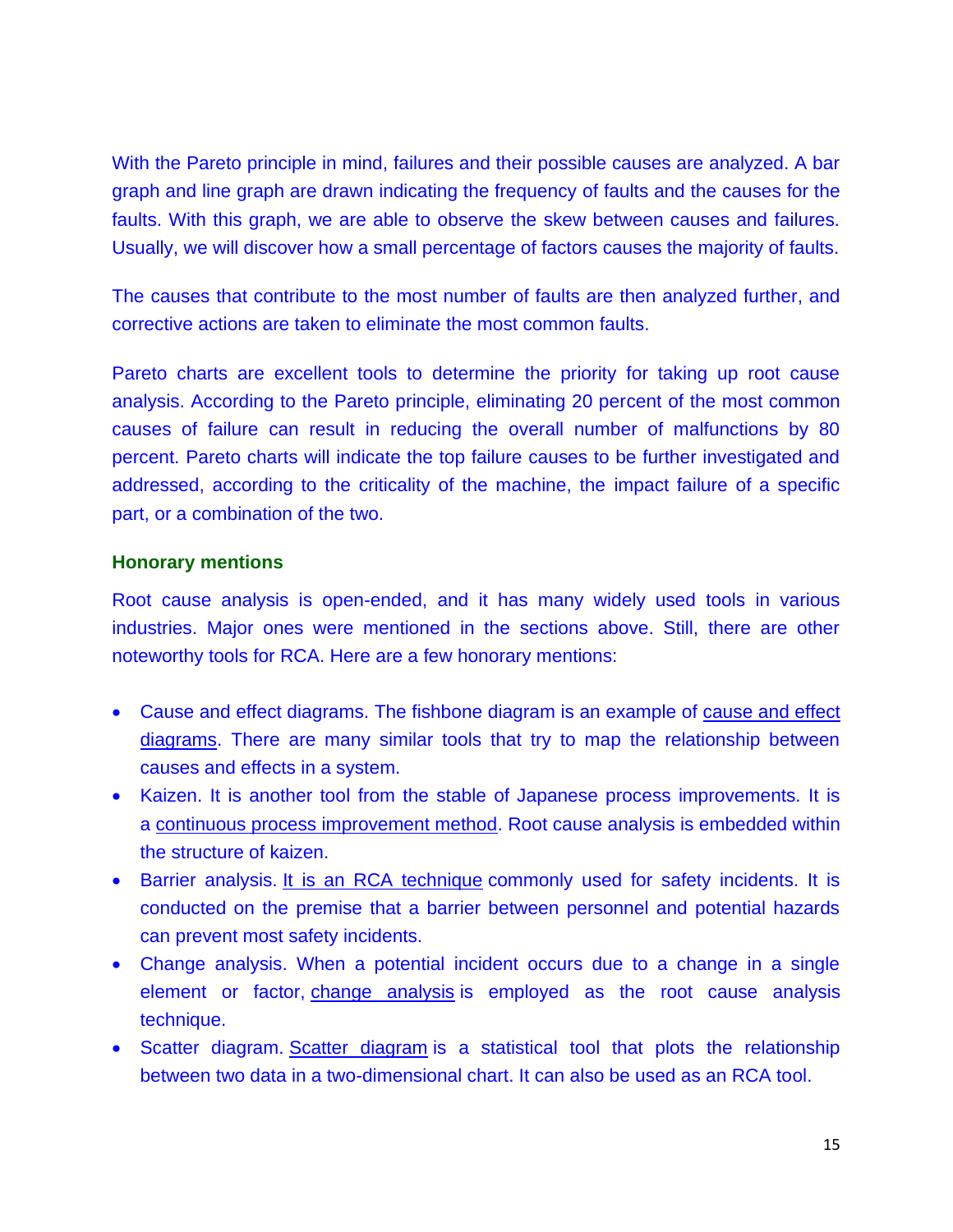With the Pareto principle in mind, failures and their possible causes are analyzed. A bar graph and line graph are drawn indicating the frequency of faults and the causes for the faults. With this graph, we are able to observe the skew between causes and failures. Usually, we will discover how a small percentage of factors causes the majority of faults.

The causes that contribute to the most number of faults are then analyzed further, and corrective actions are taken to eliminate the most common faults.

Pareto charts are excellent tools to determine the priority for taking up root cause analysis. According to the Pareto principle, eliminating 20 percent of the most common causes of failure can result in reducing the overall number of malfunctions by 80 percent. Pareto charts will indicate the top failure causes to be further investigated and addressed, according to the criticality of the machine, the impact failure of a specific part, or a combination of the two.

### Honorary mentions

Root cause analysis is open-ended, and it has many widely used tools in various industries. Major ones were mentioned in the sections above. Still, there are other noteworthy tools for RCA. Here are a few honorary mentions:

- Cause and effect diagrams. The fishbone diagram is an example of cause and effect diagrams. There are many similar tools that try to map the relationship between causes and effects in a system.
- Kaizen. It is another tool from the stable of Japanese process improvements. It is a continuous process improvement method. Root cause analysis is embedded within the structure of kaizen.
- Barrier analysis. It is an RCA technique commonly used for safety incidents. It is conducted on the premise that a barrier between personnel and potential hazards can prevent most safety incidents.
- Change analysis. When a potential incident occurs due to a change in a single element or factor, change analysis is employed as the root cause analysis technique.
- Scatter diagram. Scatter diagram is a statistical tool that plots the relationship between two data in a two-dimensional chart. It can also be used as an RCA tool.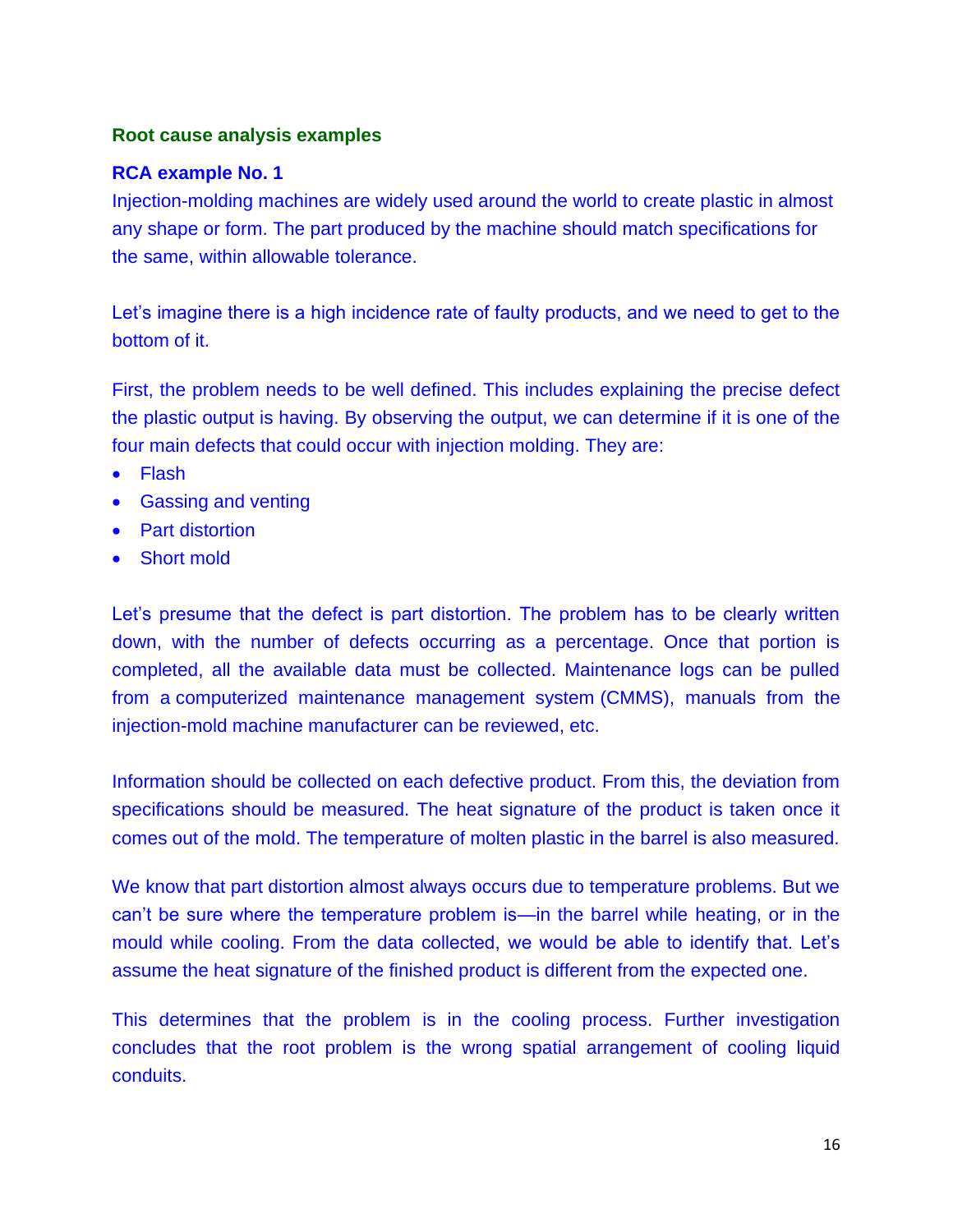## Root cause analysis examples

### RCA example No. 1

Injection-molding machines are widely used around the world to create plastic in almost any shape or form. The part produced by the machine should match specifications for the same, within allowable tolerance.

Let's imagine there is a high incidence rate of faulty products, and we need to get to the bottom of it.

First, the problem needs to be well defined. This includes explaining the precise defect the plastic output is having. By observing the output, we can determine if it is one of the four main defects that could occur with injection molding. They are:

- Flash
- Gassing and venting
- Part distortion
- Short mold

Let's presume that the defect is part distortion. The problem has to be clearly written down, with the number of defects occurring as a percentage. Once that portion is completed, all the available data must be collected. Maintenance logs can be pulled from a computerized maintenance management system (CMMS), manuals from the injection-mold machine manufacturer can be reviewed, etc.

Information should be collected on each defective product. From this, the deviation from specifications should be measured. The heat signature of the product is taken once it comes out of the mold. The temperature of molten plastic in the barrel is also measured.

We know that part distortion almost always occurs due to temperature problems. But we can't be sure where the temperature problem is—in the barrel while heating, or in the mould while cooling. From the data collected, we would be able to identify that. Let's assume the heat signature of the finished product is different from the expected one.

This determines that the problem is in the cooling process. Further investigation concludes that the root problem is the wrong spatial arrangement of cooling liquid conduits.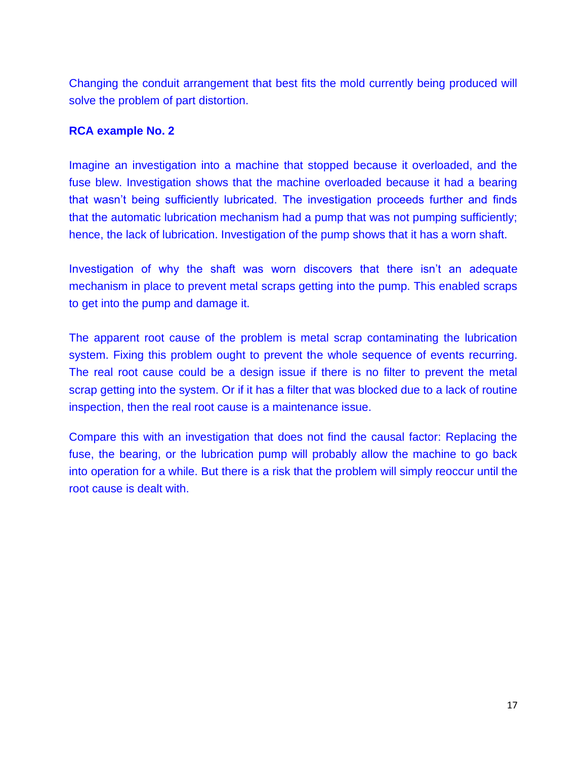Changing the conduit arrangement that best fits the mold currently being produced will solve the problem of part distortion.

**RCA example No. 2**

Imagine an investigation into a machine that stopped because it overloaded, and the fuse blew. Investigation shows that the machine overloaded because it had a bearing that wasn't being sufficiently lubricated. The investigation proceeds further and finds that the automatic lubrication mechanism had a pump that was not pumping sufficiently; hence, the lack of lubrication. Investigation of the pump shows that it has a worn shaft.

Investigation of why the shaft was worn discovers that there isn't an adequate mechanism in place to prevent metal scraps getting into the pump. This enabled scraps to get into the pump and damage it.

The apparent root cause of the problem is metal scrap contaminating the lubrication system. Fixing this problem ought to prevent the whole sequence of events recurring. The real root cause could be a design issue if there is no filter to prevent the metal scrap getting into the system. Or if it has a filter that was blocked due to a lack of routine inspection, then the real root cause is a maintenance issue.

Compare this with an investigation that does not find the causal factor: Replacing the fuse, the bearing, or the lubrication pump will probably allow the machine to go back into operation for a while. But there is a risk that the problem will simply reoccur until the root cause is dealt with.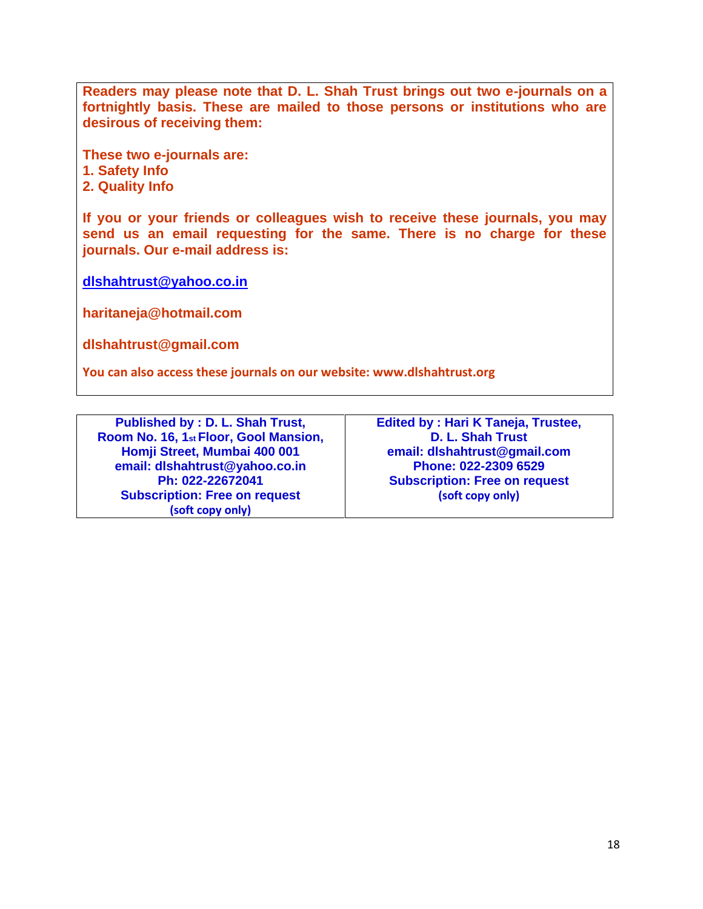**Readers may please note that D. L. Shah Trust brings out two e-journals on a fortnightly basis. These are mailed to those persons or institutions who are desirous of receiving them:**

**These two e-journals are:**

**1. Safety Info**

**2. Quality Info**

**If you or your friends or colleagues wish to receive these journals, you may send us an email requesting for the same. There is no charge for these journals. Our e-mail address is:**

**dlshahtrust@yahoo.co.in**

**haritaneja@hotmail.com**

**dlshahtrust@gmail.com**

**You can also access these journals on our website: www.dlshahtrust.org**

| | |
|---|---|
| **Published by : D. L. Shah Trust, Room No. 16, 1st Floor, Gool Mansion, Homji Street, Mumbai 400 001 email: dlshahtrust@yahoo.co.in Ph: 022-22672041 Subscription: Free on request (soft copy only)** | **Edited by : Hari K Taneja, Trustee, D. L. Shah Trust email: dlshahtrust@gmail.com Phone: 022-2309 6529 Subscription: Free on request (soft copy only)** |